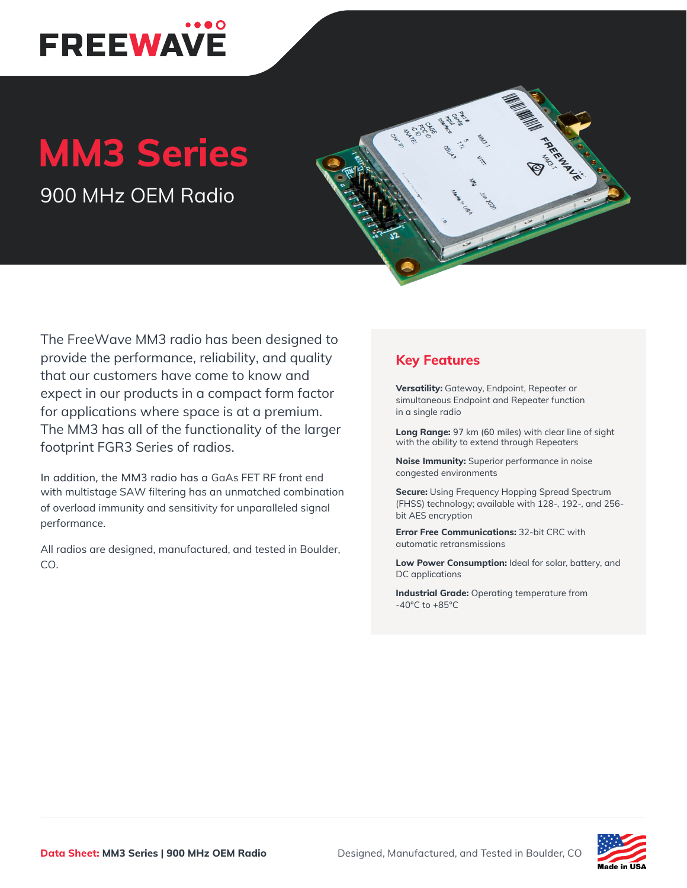# MM3 Series

## 900 MHz OEM Radio

The FreeWave MM3 radio has been designed to provide the performance, reliability, and quality that our customers have come to know and expect in our products in a compact form factor for applications where space is at a premium. The MM3 has all of the functionality of the larger footprint FGR3 Series of radios.

In addition, the MM3 radio has a GaAs FET RF front end with multistage SAW filtering has an unmatched combination of overload immunity and sensitivity for unparalleled signal performance.

All radios are designed, manufactured, and tested in Boulder, CO.

### Key Features

**Versatility:** Gateway, Endpoint, Repeater or simultaneous Endpoint and Repeater function in a single radio

**Long Range:** 97 km (60 miles) with clear line of sight with the ability to extend through Repeaters

**Noise Immunity:** Superior performance in noise congested environments

**Secure:** Using Frequency Hopping Spread Spectrum (FHSS) technology; available with 128-, 192-, and 256-bit AES encryption

**Error Free Communications:** 32-bit CRC with automatic retransmissions

**Low Power Consumption:** Ideal for solar, battery, and DC applications

**Industrial Grade:** Operating temperature from -40°C to +85°C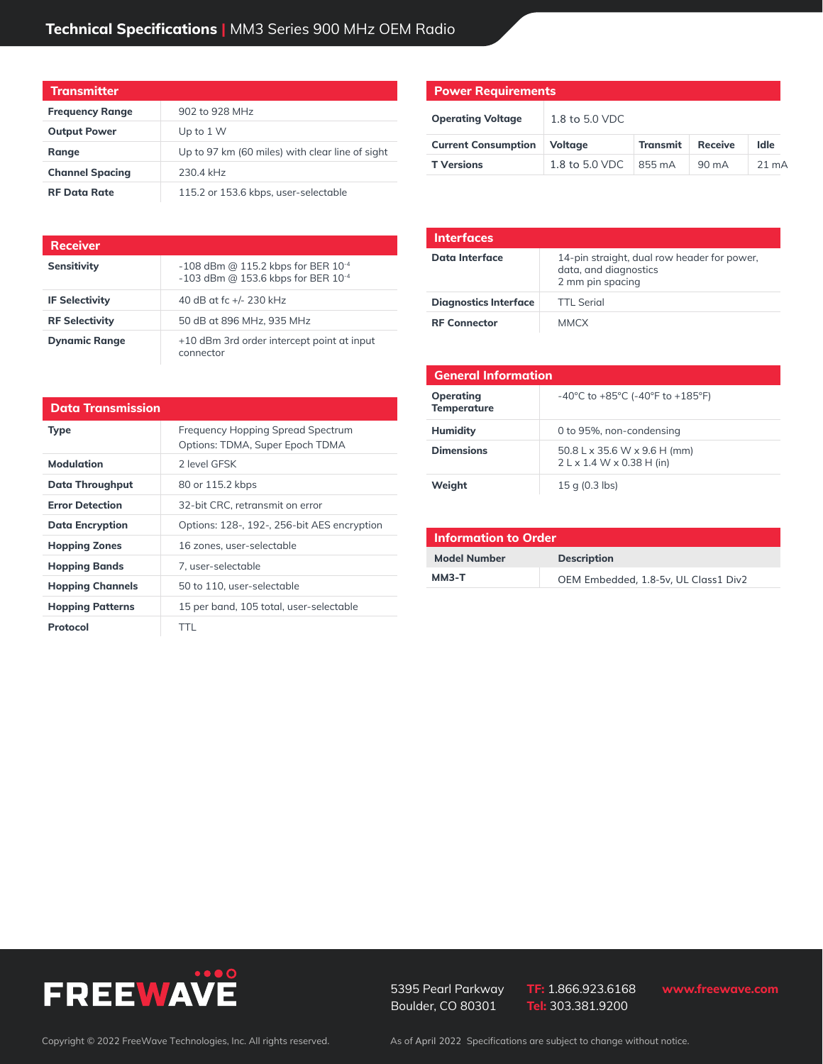# Technical Specifications | MM3 Series 900 MHz OEM Radio

## Transmitter

| | |
|---|---|
| **Frequency Range** | 902 to 928 MHz |
| **Output Power** | Up to 1 W |
| **Range** | Up to 97 km (60 miles) with clear line of sight |
| **Channel Spacing** | 230.4 kHz |
| **RF Data Rate** | 115.2 or 153.6 kbps, user-selectable |

## Receiver

| | |
|---|---|
| **Sensitivity** | -108 dBm @ 115.2 kbps for BER $10^{-4}$<br>-103 dBm @ 153.6 kbps for BER $10^{-4}$ |
| **IF Selectivity** | 40 dB at fc +/- 230 kHz |
| **RF Selectivity** | 50 dB at 896 MHz, 935 MHz |
| **Dynamic Range** | +10 dBm 3rd order intercept point at input connector |

## Data Transmission

| | |
|---|---|
| **Type** | Frequency Hopping Spread Spectrum<br>Options: TDMA, Super Epoch TDMA |
| **Modulation** | 2 level GFSK |
| **Data Throughput** | 80 or 115.2 kbps |
| **Error Detection** | 32-bit CRC, retransmit on error |
| **Data Encryption** | Options: 128-, 192-, 256-bit AES encryption |
| **Hopping Zones** | 16 zones, user-selectable |
| **Hopping Bands** | 7, user-selectable |
| **Hopping Channels** | 50 to 110, user-selectable |
| **Hopping Patterns** | 15 per band, 105 total, user-selectable |
| **Protocol** | TTL |

## Power Requirements

| | | | | |
|---|---|---|---|---|
| **Operating Voltage** | 1.8 to 5.0 VDC | | | |
| **Current Consumption** | **Voltage** | **Transmit** | **Receive** | **Idle** |
| **T Versions** | 1.8 to 5.0 VDC | 855 mA | 90 mA | 21 mA |

## Interfaces

| | |
|---|---|
| **Data Interface** | 14-pin straight, dual row header for power, data, and diagnostics<br>2 mm pin spacing |
| **Diagnostics Interface** | TTL Serial |
| **RF Connector** | MMCX |

## General Information

| | |
|---|---|
| **Operating Temperature** | -40°C to +85°C (-40°F to +185°F) |
| **Humidity** | 0 to 95%, non-condensing |
| **Dimensions** | 50.8 L x 35.6 W x 9.6 H (mm)<br>2 L x 1.4 W x 0.38 H (in) |
| **Weight** | 15 g (0.3 lbs) |

## Information to Order

| Model Number | Description |
|---|---|
| **MM3-T** | OEM Embedded, 1.8-5v, UL Class1 Div2 |

FREEWAVE

5395 Pearl Parkway
Boulder, CO 80301

TF: 1.866.923.6168
Tel: 303.381.9200

www.freewave.com

Copyright © 2022 FreeWave Technologies, Inc. All rights reserved.

As of April 2022 Specifications are subject to change without notice.